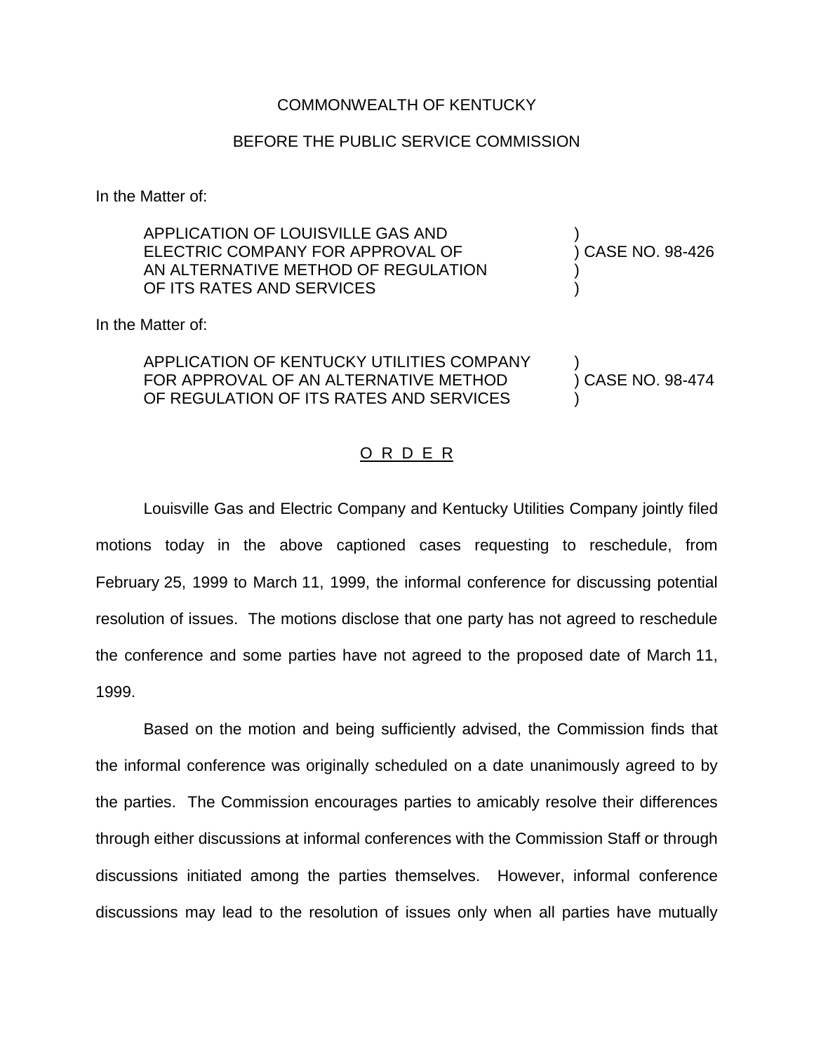COMMONWEALTH OF KENTUCKY

BEFORE THE PUBLIC SERVICE COMMISSION

In the Matter of:

| | |
|---|---|
| APPLICATION OF LOUISVILLE GAS AND ELECTRIC COMPANY FOR APPROVAL OF AN ALTERNATIVE METHOD OF REGULATION OF ITS RATES AND SERVICES | ) CASE NO. 98-426 |

In the Matter of:

| | |
|---|---|
| APPLICATION OF KENTUCKY UTILITIES COMPANY FOR APPROVAL OF AN ALTERNATIVE METHOD OF REGULATION OF ITS RATES AND SERVICES | ) CASE NO. 98-474 |

## O R D E R

Louisville Gas and Electric Company and Kentucky Utilities Company jointly filed motions today in the above captioned cases requesting to reschedule, from February 25, 1999 to March 11, 1999, the informal conference for discussing potential resolution of issues. The motions disclose that one party has not agreed to reschedule the conference and some parties have not agreed to the proposed date of March 11, 1999.

Based on the motion and being sufficiently advised, the Commission finds that the informal conference was originally scheduled on a date unanimously agreed to by the parties. The Commission encourages parties to amicably resolve their differences through either discussions at informal conferences with the Commission Staff or through discussions initiated among the parties themselves. However, informal conference discussions may lead to the resolution of issues only when all parties have mutually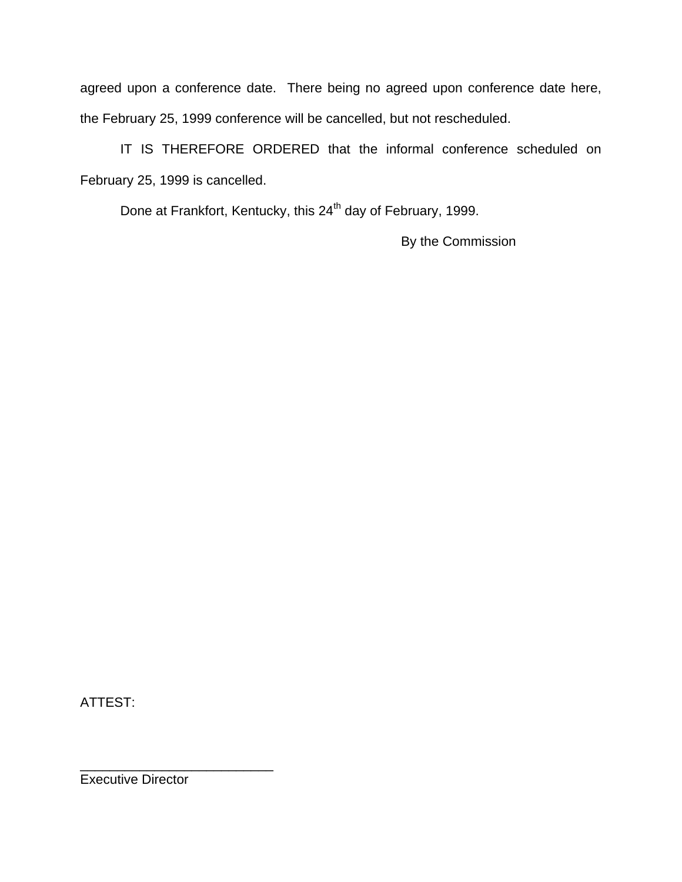agreed upon a conference date. There being no agreed upon conference date here, the February 25, 1999 conference will be cancelled, but not rescheduled.

IT IS THEREFORE ORDERED that the informal conference scheduled on February 25, 1999 is cancelled.

Done at Frankfort, Kentucky, this 24th day of February, 1999.

By the Commission

ATTEST:

\_\_\_\_\_\_\_\_\_\_\_\_\_\_\_\_\_\_\_\_\_\_\_\_\_\_\_

Executive Director